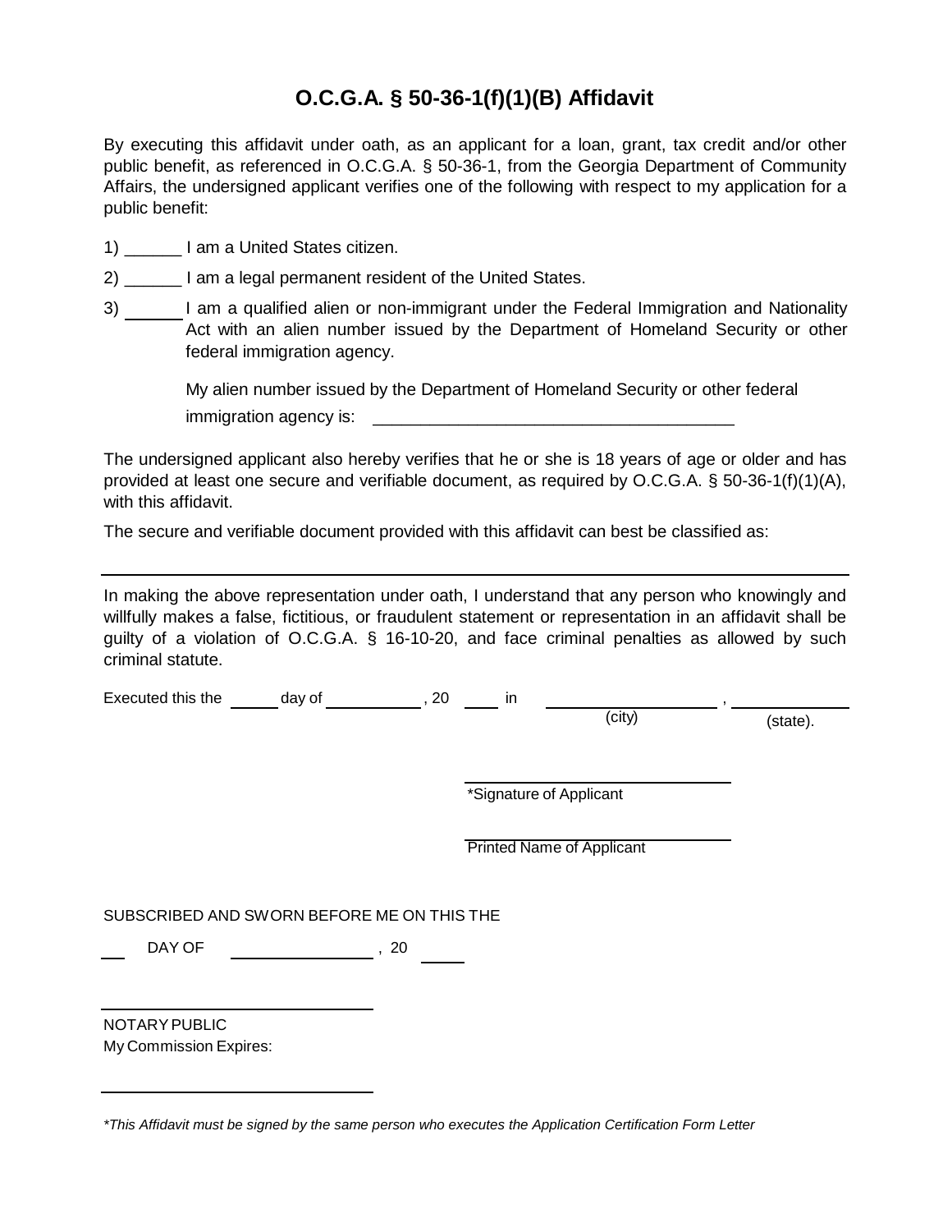# O.C.G.A. § 50-36-1(f)(1)(B) Affidavit

By executing this affidavit under oath, as an applicant for a loan, grant, tax credit and/or other public benefit, as referenced in O.C.G.A. § 50-36-1, from the Georgia Department of Community Affairs, the undersigned applicant verifies one of the following with respect to my application for a public benefit:

1) ______ I am a United States citizen.

2) ______ I am a legal permanent resident of the United States.

3) ______ I am a qualified alien or non-immigrant under the Federal Immigration and Nationality Act with an alien number issued by the Department of Homeland Security or other federal immigration agency.

My alien number issued by the Department of Homeland Security or other federal immigration agency is: ______________________________________

The undersigned applicant also hereby verifies that he or she is 18 years of age or older and has provided at least one secure and verifiable document, as required by O.C.G.A. § 50-36-1(f)(1)(A), with this affidavit.

The secure and verifiable document provided with this affidavit can best be classified as:

______________________________________________________________________

In making the above representation under oath, I understand that any person who knowingly and willfully makes a false, fictitious, or fraudulent statement or representation in an affidavit shall be guilty of a violation of O.C.G.A. § 16-10-20, and face criminal penalties as allowed by such criminal statute.

Executed this the _____ day of __________, 20 ____ in __________________ (city), ____________ (state).

______________________________
*Signature of Applicant

______________________________
Printed Name of Applicant

SUBSCRIBED AND SWORN BEFORE ME ON THIS THE

___ DAY OF _______________, 20 _____

______________________________
NOTARY PUBLIC
My Commission Expires:

______________________________

*This Affidavit must be signed by the same person who executes the Application Certification Form Letter*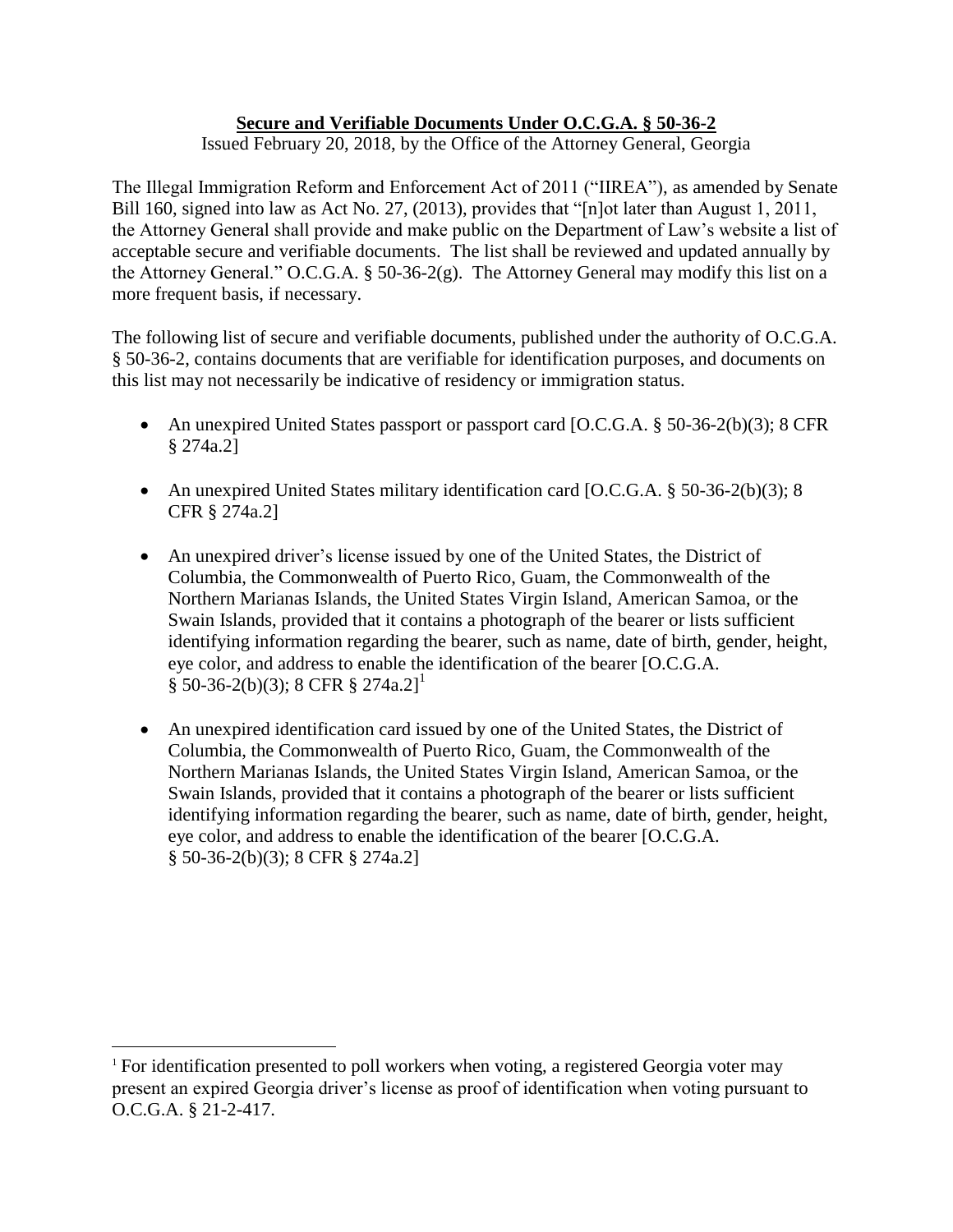**Secure and Verifiable Documents Under O.C.G.A. § 50-36-2**

Issued February 20, 2018, by the Office of the Attorney General, Georgia

The Illegal Immigration Reform and Enforcement Act of 2011 ("IIREA"), as amended by Senate Bill 160, signed into law as Act No. 27, (2013), provides that "[n]ot later than August 1, 2011, the Attorney General shall provide and make public on the Department of Law's website a list of acceptable secure and verifiable documents. The list shall be reviewed and updated annually by the Attorney General." O.C.G.A. § 50-36-2(g). The Attorney General may modify this list on a more frequent basis, if necessary.

The following list of secure and verifiable documents, published under the authority of O.C.G.A. § 50-36-2, contains documents that are verifiable for identification purposes, and documents on this list may not necessarily be indicative of residency or immigration status.

- An unexpired United States passport or passport card [O.C.G.A. § 50-36-2(b)(3); 8 CFR § 274a.2]
- An unexpired United States military identification card [O.C.G.A. § 50-36-2(b)(3); 8 CFR § 274a.2]
- An unexpired driver's license issued by one of the United States, the District of Columbia, the Commonwealth of Puerto Rico, Guam, the Commonwealth of the Northern Marianas Islands, the United States Virgin Island, American Samoa, or the Swain Islands, provided that it contains a photograph of the bearer or lists sufficient identifying information regarding the bearer, such as name, date of birth, gender, height, eye color, and address to enable the identification of the bearer [O.C.G.A. § 50-36-2(b)(3); 8 CFR § 274a.2][1]
- An unexpired identification card issued by one of the United States, the District of Columbia, the Commonwealth of Puerto Rico, Guam, the Commonwealth of the Northern Marianas Islands, the United States Virgin Island, American Samoa, or the Swain Islands, provided that it contains a photograph of the bearer or lists sufficient identifying information regarding the bearer, such as name, date of birth, gender, height, eye color, and address to enable the identification of the bearer [O.C.G.A. § 50-36-2(b)(3); 8 CFR § 274a.2]

---

[1] For identification presented to poll workers when voting, a registered Georgia voter may present an expired Georgia driver's license as proof of identification when voting pursuant to O.C.G.A. § 21-2-417.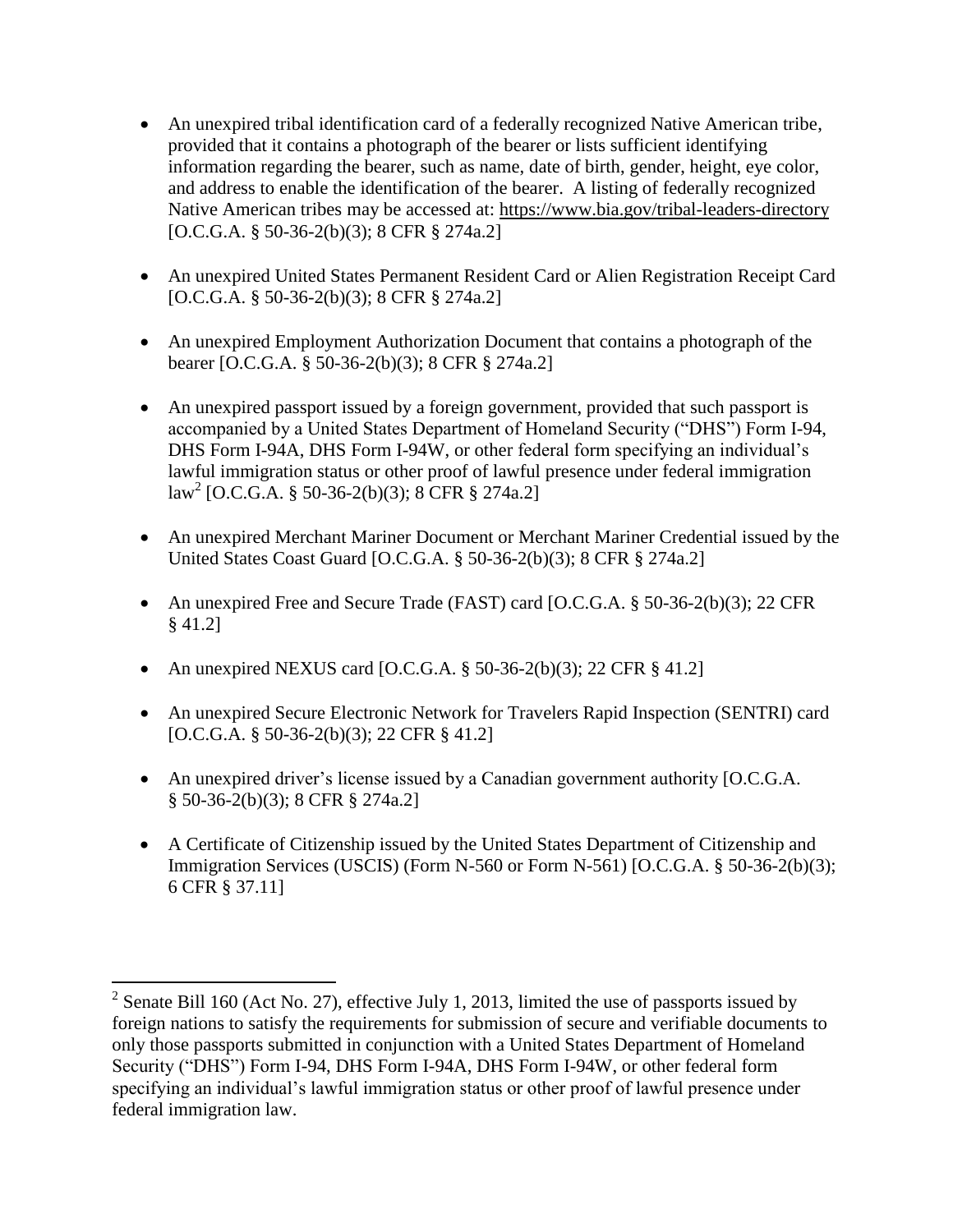- An unexpired tribal identification card of a federally recognized Native American tribe, provided that it contains a photograph of the bearer or lists sufficient identifying information regarding the bearer, such as name, date of birth, gender, height, eye color, and address to enable the identification of the bearer. A listing of federally recognized Native American tribes may be accessed at: https://www.bia.gov/tribal-leaders-directory [O.C.G.A. § 50-36-2(b)(3); 8 CFR § 274a.2]

- An unexpired United States Permanent Resident Card or Alien Registration Receipt Card [O.C.G.A. § 50-36-2(b)(3); 8 CFR § 274a.2]

- An unexpired Employment Authorization Document that contains a photograph of the bearer [O.C.G.A. § 50-36-2(b)(3); 8 CFR § 274a.2]

- An unexpired passport issued by a foreign government, provided that such passport is accompanied by a United States Department of Homeland Security ("DHS") Form I-94, DHS Form I-94A, DHS Form I-94W, or other federal form specifying an individual's lawful immigration status or other proof of lawful presence under federal immigration law[2] [O.C.G.A. § 50-36-2(b)(3); 8 CFR § 274a.2]

- An unexpired Merchant Mariner Document or Merchant Mariner Credential issued by the United States Coast Guard [O.C.G.A. § 50-36-2(b)(3); 8 CFR § 274a.2]

- An unexpired Free and Secure Trade (FAST) card [O.C.G.A. § 50-36-2(b)(3); 22 CFR § 41.2]

- An unexpired NEXUS card [O.C.G.A. § 50-36-2(b)(3); 22 CFR § 41.2]

- An unexpired Secure Electronic Network for Travelers Rapid Inspection (SENTRI) card [O.C.G.A. § 50-36-2(b)(3); 22 CFR § 41.2]

- An unexpired driver's license issued by a Canadian government authority [O.C.G.A. § 50-36-2(b)(3); 8 CFR § 274a.2]

- A Certificate of Citizenship issued by the United States Department of Citizenship and Immigration Services (USCIS) (Form N-560 or Form N-561) [O.C.G.A. § 50-36-2(b)(3); 6 CFR § 37.11]

---

[2] Senate Bill 160 (Act No. 27), effective July 1, 2013, limited the use of passports issued by foreign nations to satisfy the requirements for submission of secure and verifiable documents to only those passports submitted in conjunction with a United States Department of Homeland Security ("DHS") Form I-94, DHS Form I-94A, DHS Form I-94W, or other federal form specifying an individual's lawful immigration status or other proof of lawful presence under federal immigration law.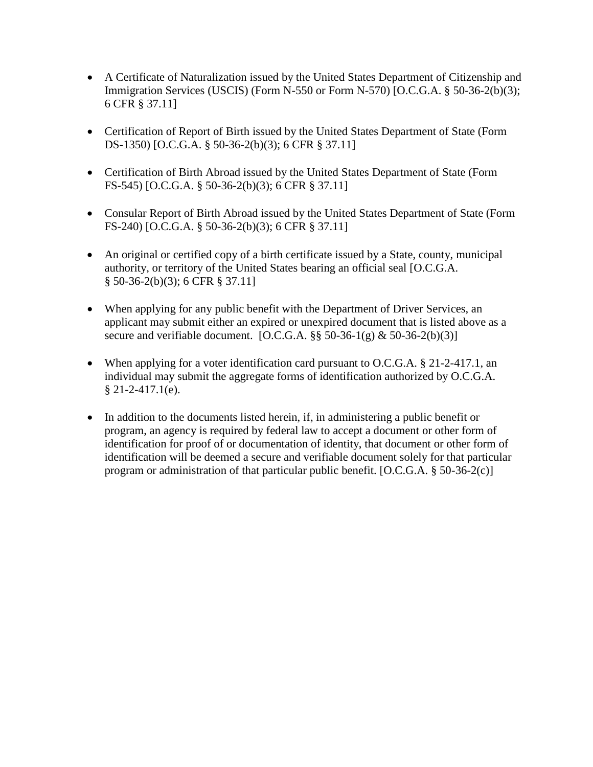- A Certificate of Naturalization issued by the United States Department of Citizenship and Immigration Services (USCIS) (Form N-550 or Form N-570) [O.C.G.A. § 50-36-2(b)(3); 6 CFR § 37.11]

- Certification of Report of Birth issued by the United States Department of State (Form DS-1350) [O.C.G.A. § 50-36-2(b)(3); 6 CFR § 37.11]

- Certification of Birth Abroad issued by the United States Department of State (Form FS-545) [O.C.G.A. § 50-36-2(b)(3); 6 CFR § 37.11]

- Consular Report of Birth Abroad issued by the United States Department of State (Form FS-240) [O.C.G.A. § 50-36-2(b)(3); 6 CFR § 37.11]

- An original or certified copy of a birth certificate issued by a State, county, municipal authority, or territory of the United States bearing an official seal [O.C.G.A. § 50-36-2(b)(3); 6 CFR § 37.11]

- When applying for any public benefit with the Department of Driver Services, an applicant may submit either an expired or unexpired document that is listed above as a secure and verifiable document. [O.C.G.A. §§ 50-36-1(g) & 50-36-2(b)(3)]

- When applying for a voter identification card pursuant to O.C.G.A. § 21-2-417.1, an individual may submit the aggregate forms of identification authorized by O.C.G.A. § 21-2-417.1(e).

- In addition to the documents listed herein, if, in administering a public benefit or program, an agency is required by federal law to accept a document or other form of identification for proof of or documentation of identity, that document or other form of identification will be deemed a secure and verifiable document solely for that particular program or administration of that particular public benefit. [O.C.G.A. § 50-36-2(c)]